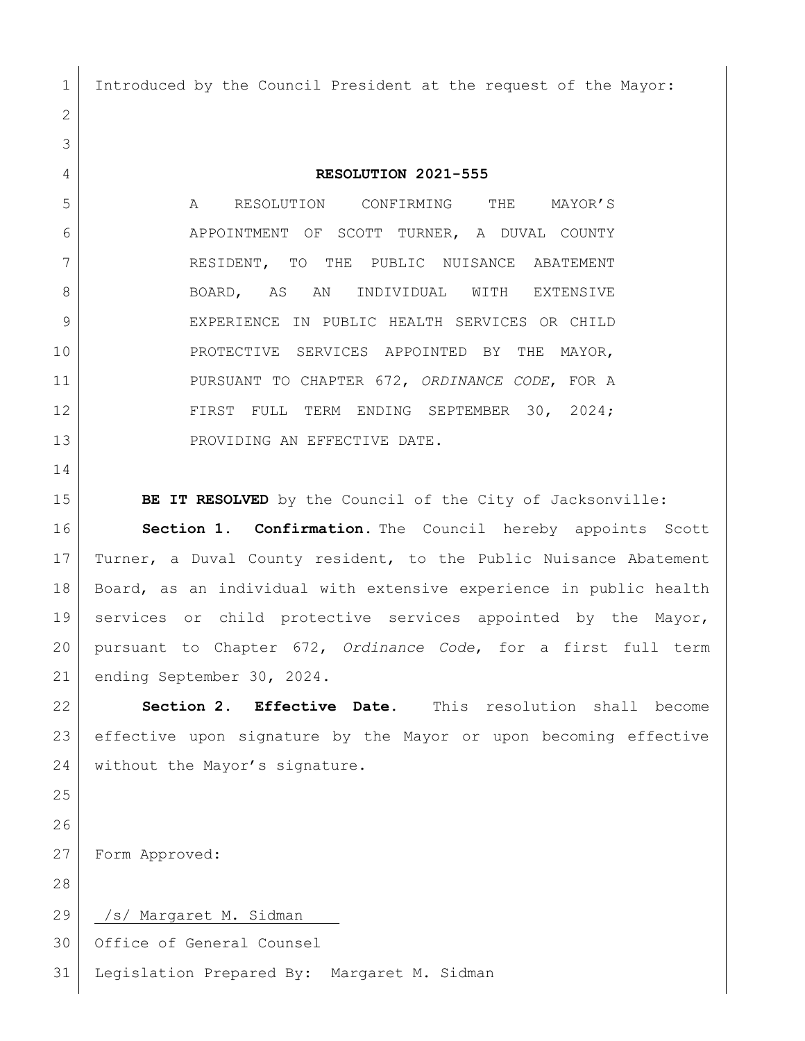Introduced by the Council President at the request of the Mayor:

**RESOLUTION 2021-555**

A RESOLUTION CONFIRMING THE MAYOR'S APPOINTMENT OF SCOTT TURNER, A DUVAL COUNTY RESIDENT, TO THE PUBLIC NUISANCE ABATEMENT BOARD, AS AN INDIVIDUAL WITH EXTENSIVE EXPERIENCE IN PUBLIC HEALTH SERVICES OR CHILD PROTECTIVE SERVICES APPOINTED BY THE MAYOR, PURSUANT TO CHAPTER 672, *ORDINANCE CODE*, FOR A FIRST FULL TERM ENDING SEPTEMBER 30, 2024; PROVIDING AN EFFECTIVE DATE.

**BE IT RESOLVED** by the Council of the City of Jacksonville:

**Section 1. Confirmation.** The Council hereby appoints Scott Turner, a Duval County resident, to the Public Nuisance Abatement Board, as an individual with extensive experience in public health services or child protective services appointed by the Mayor, pursuant to Chapter 672, *Ordinance Code*, for a first full term ending September 30, 2024.

**Section 2. Effective Date.** This resolution shall become effective upon signature by the Mayor or upon becoming effective without the Mayor's signature.

Form Approved:

/s/ Margaret M. Sidman

Office of General Counsel

Legislation Prepared By: Margaret M. Sidman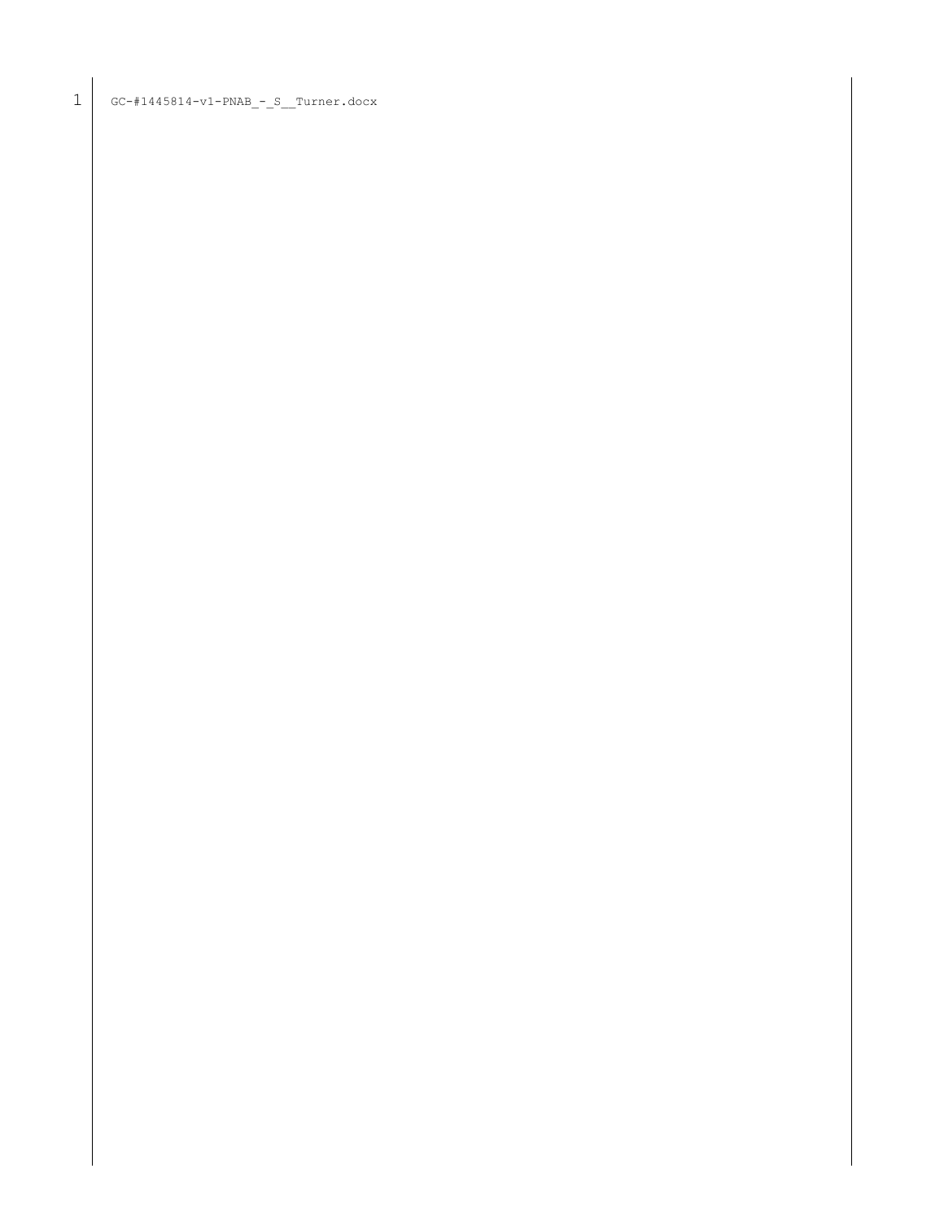GC-#1445814-v1-PNAB_-_S__Turner.docx